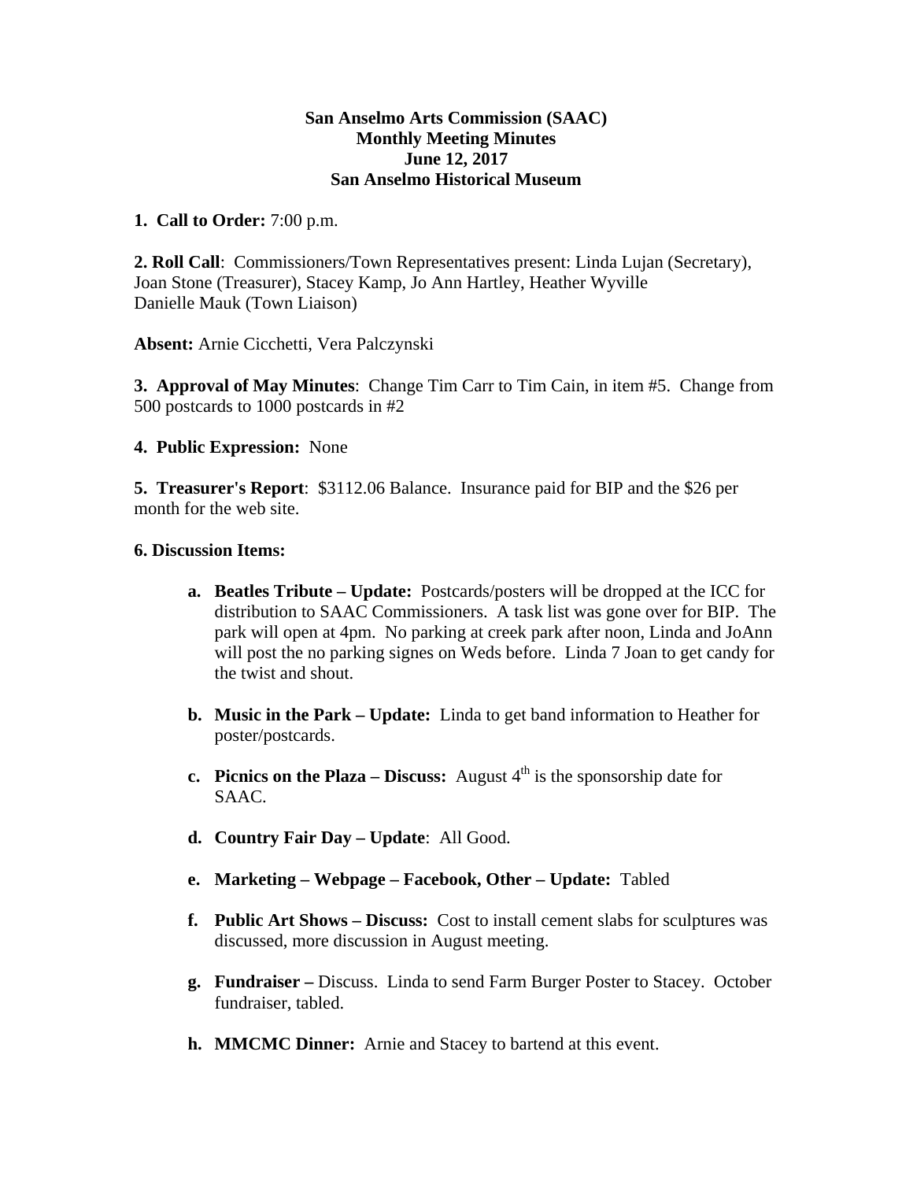**San Anselmo Arts Commission (SAAC)**
**Monthly Meeting Minutes**
**June 12, 2017**
**San Anselmo Historical Museum**

**1. Call to Order:** 7:00 p.m.

**2. Roll Call**: Commissioners/Town Representatives present: Linda Lujan (Secretary), Joan Stone (Treasurer), Stacey Kamp, Jo Ann Hartley, Heather Wyville
Danielle Mauk (Town Liaison)

**Absent:** Arnie Cicchetti, Vera Palczynski

**3. Approval of May Minutes**: Change Tim Carr to Tim Cain, in item #5. Change from 500 postcards to 1000 postcards in #2

**4. Public Expression:** None

**5. Treasurer's Report**: $3112.06 Balance. Insurance paid for BIP and the $26 per month for the web site.

**6. Discussion Items:**

a. **Beatles Tribute – Update:** Postcards/posters will be dropped at the ICC for distribution to SAAC Commissioners. A task list was gone over for BIP. The park will open at 4pm. No parking at creek park after noon, Linda and JoAnn will post the no parking signes on Weds before. Linda 7 Joan to get candy for the twist and shout.

b. **Music in the Park – Update:** Linda to get band information to Heather for poster/postcards.

c. **Picnics on the Plaza – Discuss:** August 4th is the sponsorship date for SAAC.

d. **Country Fair Day – Update**: All Good.

e. **Marketing – Webpage – Facebook, Other – Update:** Tabled

f. **Public Art Shows – Discuss:** Cost to install cement slabs for sculptures was discussed, more discussion in August meeting.

g. **Fundraiser –** Discuss. Linda to send Farm Burger Poster to Stacey. October fundraiser, tabled.

h. **MMCMC Dinner:** Arnie and Stacey to bartend at this event.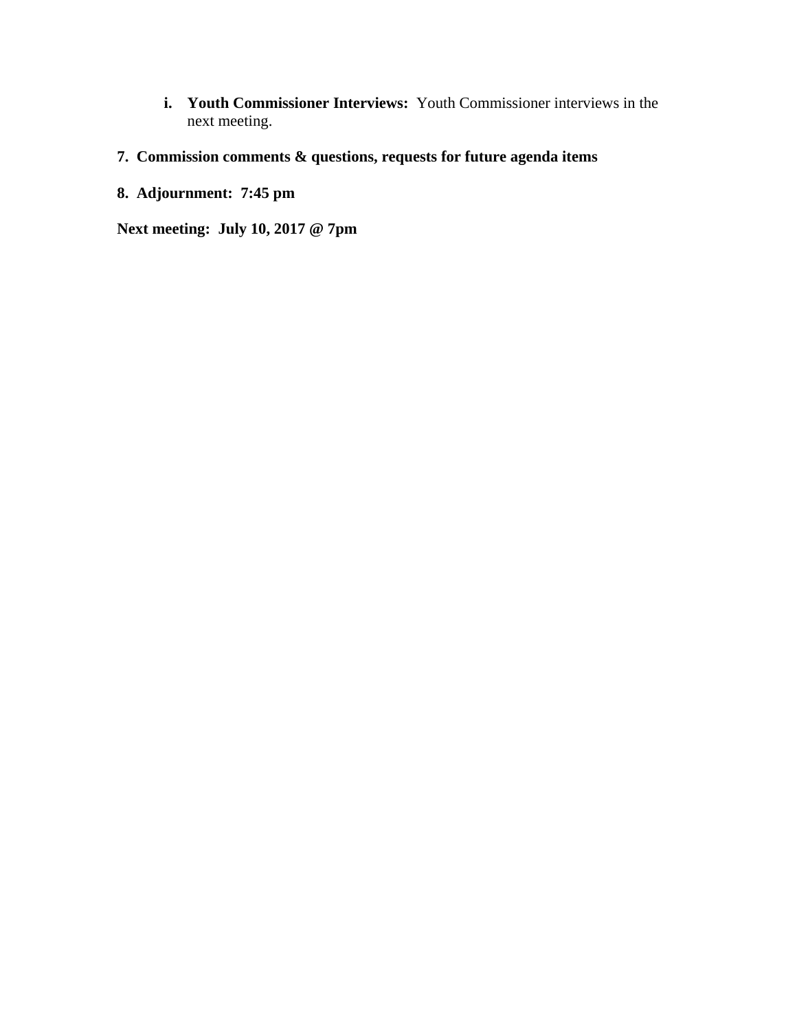i. **Youth Commissioner Interviews:** Youth Commissioner interviews in the next meeting.

**7. Commission comments & questions, requests for future agenda items**

**8. Adjournment: 7:45 pm**

**Next meeting: July 10, 2017 @ 7pm**